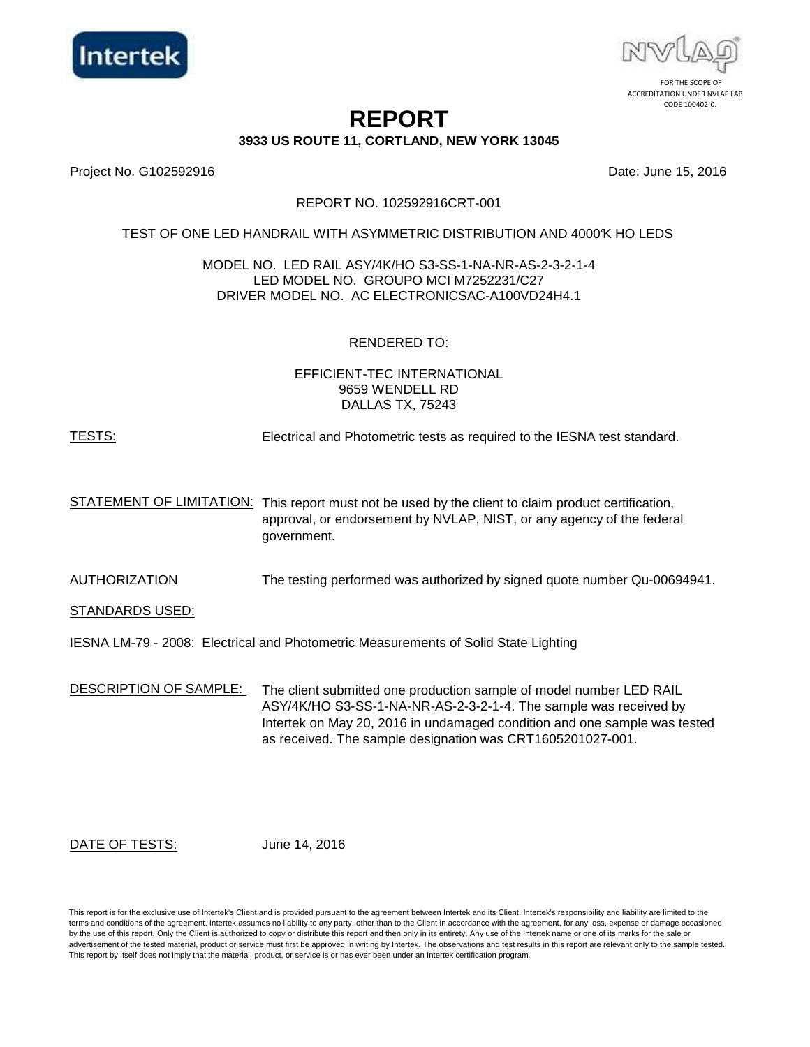Intertek

NVLAP FOR THE SCOPE OF ACCREDITATION UNDER NVLAP LAB CODE 100402-0.

# REPORT

**3933 US ROUTE 11, CORTLAND, NEW YORK 13045**

Project No. G102592916 Date: June 15, 2016

REPORT NO. 102592916CRT-001

TEST OF ONE LED HANDRAIL WITH ASYMMETRIC DISTRIBUTION AND 4000̊K HO LEDS

MODEL NO. LED RAIL ASY/4K/HO S3-SS-1-NA-NR-AS-2-3-2-1-4
LED MODEL NO. GROUPO MCI M7252231/C27
DRIVER MODEL NO. AC ELECTRONICSAC-A100VD24H4.1

RENDERED TO:

EFFICIENT-TEC INTERNATIONAL
9659 WENDELL RD
DALLAS TX, 75243

TESTS: Electrical and Photometric tests as required to the IESNA test standard.

STATEMENT OF LIMITATION: This report must not be used by the client to claim product certification, approval, or endorsement by NVLAP, NIST, or any agency of the federal government.

AUTHORIZATION The testing performed was authorized by signed quote number Qu-00694941.

STANDARDS USED:

IESNA LM-79 - 2008: Electrical and Photometric Measurements of Solid State Lighting

DESCRIPTION OF SAMPLE: The client submitted one production sample of model number LED RAIL ASY/4K/HO S3-SS-1-NA-NR-AS-2-3-2-1-4. The sample was received by Intertek on May 20, 2016 in undamaged condition and one sample was tested as received. The sample designation was CRT1605201027-001.

DATE OF TESTS: June 14, 2016

This report is for the exclusive use of Intertek's Client and is provided pursuant to the agreement between Intertek and its Client. Intertek's responsibility and liability are limited to the terms and conditions of the agreement. Intertek assumes no liability to any party, other than to the Client in accordance with the agreement, for any loss, expense or damage occasioned by the use of this report. Only the Client is authorized to copy or distribute this report and then only in its entirety. Any use of the Intertek name or one of its marks for the sale or advertisement of the tested material, product or service must first be approved in writing by Intertek. The observations and test results in this report are relevant only to the sample tested. This report by itself does not imply that the material, product, or service is or has ever been under an Intertek certification program.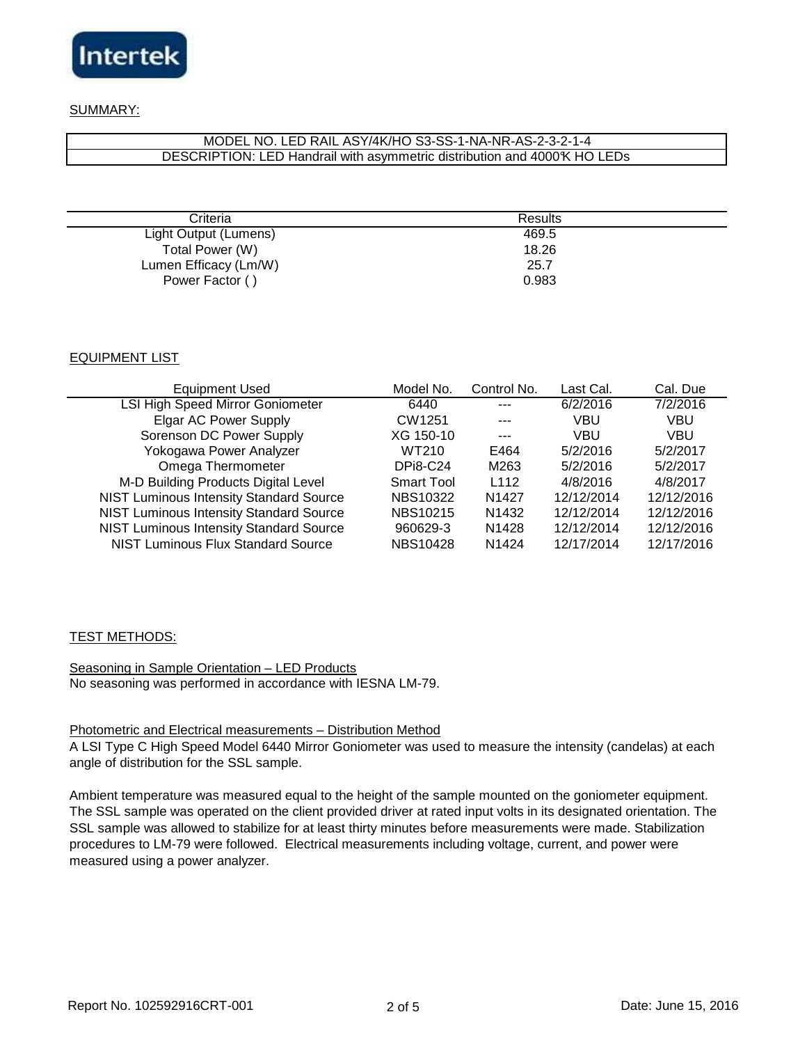## SUMMARY:

| MODEL NO. LED RAIL ASY/4K/HO S3-SS-1-NA-NR-AS-2-3-2-1-4 |
|---|
| DESCRIPTION: LED Handrail with asymmetric distribution and 4000K HO LEDs |

| Criteria | Results |
|---|---|
| Light Output (Lumens) | 469.5 |
| Total Power (W) | 18.26 |
| Lumen Efficacy (Lm/W) | 25.7 |
| Power Factor ( ) | 0.983 |

## EQUIPMENT LIST

| Equipment Used | Model No. | Control No. | Last Cal. | Cal. Due |
|---|---|---|---|---|
| LSI High Speed Mirror Goniometer | 6440 | --- | 6/2/2016 | 7/2/2016 |
| Elgar AC Power Supply | CW1251 | --- | VBU | VBU |
| Sorenson DC Power Supply | XG 150-10 | --- | VBU | VBU |
| Yokogawa Power Analyzer | WT210 | E464 | 5/2/2016 | 5/2/2017 |
| Omega Thermometer | DPi8-C24 | M263 | 5/2/2016 | 5/2/2017 |
| M-D Building Products Digital Level | Smart Tool | L112 | 4/8/2016 | 4/8/2017 |
| NIST Luminous Intensity Standard Source | NBS10322 | N1427 | 12/12/2014 | 12/12/2016 |
| NIST Luminous Intensity Standard Source | NBS10215 | N1432 | 12/12/2014 | 12/12/2016 |
| NIST Luminous Intensity Standard Source | 960629-3 | N1428 | 12/12/2014 | 12/12/2016 |
| NIST Luminous Flux Standard Source | NBS10428 | N1424 | 12/17/2014 | 12/17/2016 |

## TEST METHODS:

### Seasoning in Sample Orientation – LED Products

No seasoning was performed in accordance with IESNA LM-79.

### Photometric and Electrical measurements – Distribution Method

A LSI Type C High Speed Model 6440 Mirror Goniometer was used to measure the intensity (candelas) at each angle of distribution for the SSL sample.

Ambient temperature was measured equal to the height of the sample mounted on the goniometer equipment. The SSL sample was operated on the client provided driver at rated input volts in its designated orientation. The SSL sample was allowed to stabilize for at least thirty minutes before measurements were made. Stabilization procedures to LM-79 were followed. Electrical measurements including voltage, current, and power were measured using a power analyzer.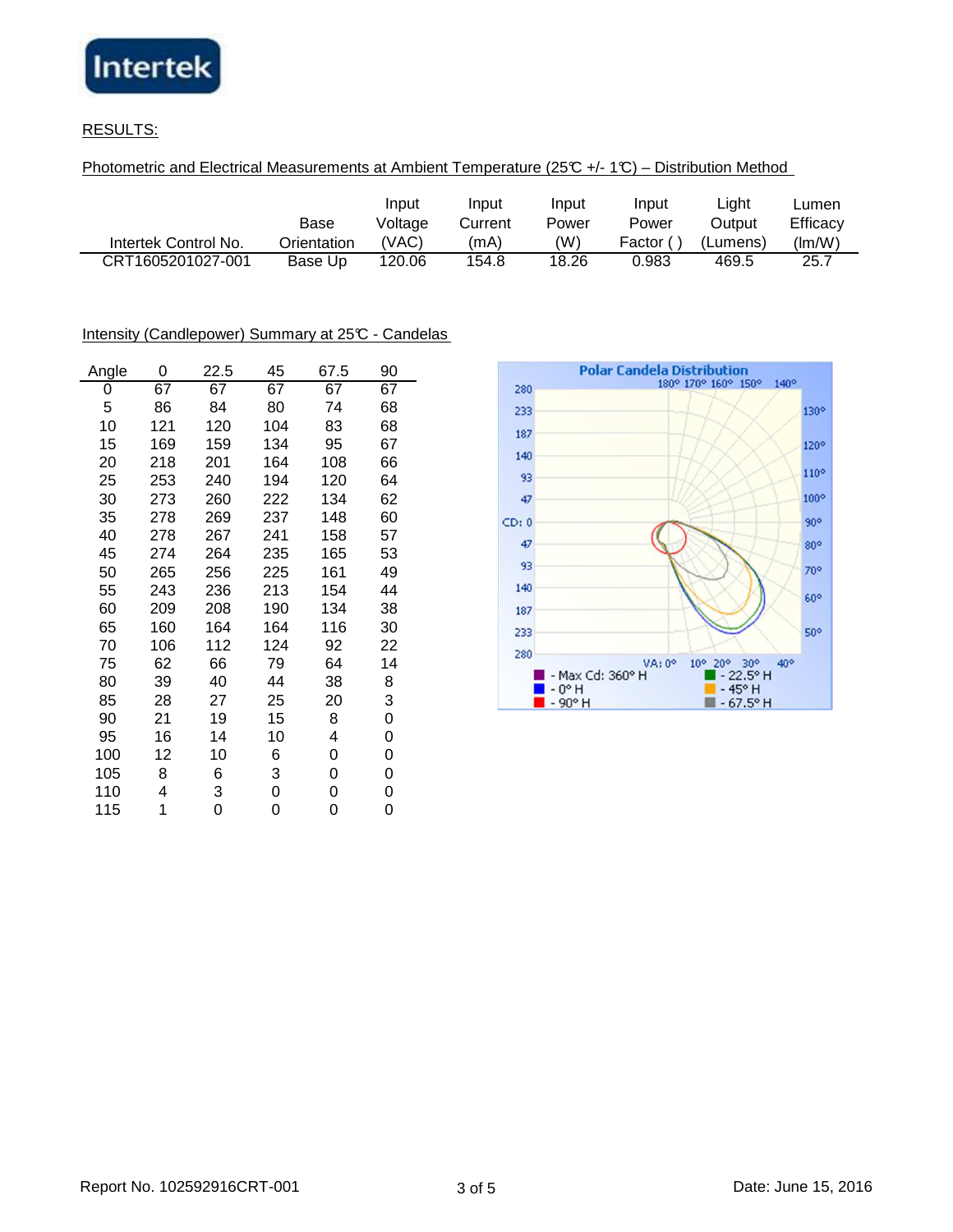RESULTS:

Photometric and Electrical Measurements at Ambient Temperature (25℃ +/- 1℃) – Distribution Method

| Intertek Control No. | Base Orientation | Input Voltage (VAC) | Input Current (mA) | Input Power (W) | Input Power Factor ( ) | Light Output (Lumens) | Lumen Efficacy (lm/W) |
|---|---|---|---|---|---|---|---|
| CRT1605201027-001 | Base Up | 120.06 | 154.8 | 18.26 | 0.983 | 469.5 | 25.7 |

Intensity (Candlepower) Summary at 25℃ - Candelas

| Angle | 0 | 22.5 | 45 | 67.5 | 90 |
|---|---|---|---|---|---|
| 0 | 67 | 67 | 67 | 67 | 67 |
| 5 | 86 | 84 | 80 | 74 | 68 |
| 10 | 121 | 120 | 104 | 83 | 68 |
| 15 | 169 | 159 | 134 | 95 | 67 |
| 20 | 218 | 201 | 164 | 108 | 66 |
| 25 | 253 | 240 | 194 | 120 | 64 |
| 30 | 273 | 260 | 222 | 134 | 62 |
| 35 | 278 | 269 | 237 | 148 | 60 |
| 40 | 278 | 267 | 241 | 158 | 57 |
| 45 | 274 | 264 | 235 | 165 | 53 |
| 50 | 265 | 256 | 225 | 161 | 49 |
| 55 | 243 | 236 | 213 | 154 | 44 |
| 60 | 209 | 208 | 190 | 134 | 38 |
| 65 | 160 | 164 | 164 | 116 | 30 |
| 70 | 106 | 112 | 124 | 92 | 22 |
| 75 | 62 | 66 | 79 | 64 | 14 |
| 80 | 39 | 40 | 44 | 38 | 8 |
| 85 | 28 | 27 | 25 | 20 | 3 |
| 90 | 21 | 19 | 15 | 8 | 0 |
| 95 | 16 | 14 | 10 | 4 | 0 |
| 100 | 12 | 10 | 6 | 0 | 0 |
| 105 | 8 | 6 | 3 | 0 | 0 |
| 110 | 4 | 3 | 0 | 0 | 0 |
| 115 | 1 | 0 | 0 | 0 | 0 |

Polar Candela Distribution

- Max Cd: 360° H
- 0° H
- 90° H
- 22.5° H
- 45° H
- 67.5° H

Report No. 102592916CRT-001

Date: June 15, 2016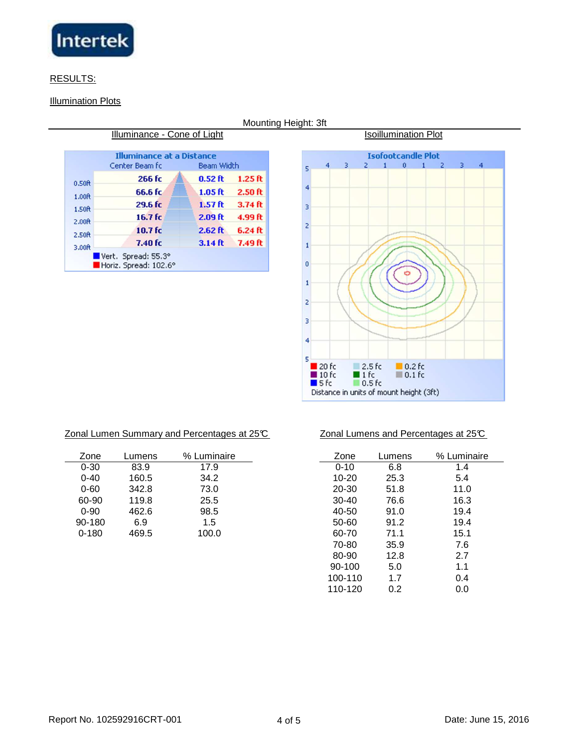RESULTS:

Illumination Plots

Mounting Height: 3ft

Illuminance - Cone of Light

Isoillumination Plot

Illuminance at a Distance

| | Center Beam fc | Beam Width | |
|---|---|---|---|
| 0.50ft | 266 fc | 0.52 ft | 1.25 ft |
| 1.00ft | 66.6 fc | 1.05 ft | 2.50 ft |
| 1.50ft | 29.6 fc | 1.57 ft | 3.74 ft |
| 2.00ft | 16.7 fc | 2.09 ft | 4.99 ft |
| 2.50ft | 10.7 fc | 2.62 ft | 6.24 ft |
| 3.00ft | 7.40 fc | 3.14 ft | 7.49 ft |

Vert. Spread: 55.3°
Horiz. Spread: 102.6°

Isofootcandle Plot

20 fc, 10 fc, 5 fc, 2.5 fc, 1 fc, 0.5 fc, 0.2 fc, 0.1 fc

Distance in units of mount height (3ft)

Zonal Lumen Summary and Percentages at 25℃

| Zone | Lumens | % Luminaire |
|---|---|---|
| 0-30 | 83.9 | 17.9 |
| 0-40 | 160.5 | 34.2 |
| 0-60 | 342.8 | 73.0 |
| 60-90 | 119.8 | 25.5 |
| 0-90 | 462.6 | 98.5 |
| 90-180 | 6.9 | 1.5 |
| 0-180 | 469.5 | 100.0 |

Zonal Lumens and Percentages at 25℃

| Zone | Lumens | % Luminaire |
|---|---|---|
| 0-10 | 6.8 | 1.4 |
| 10-20 | 25.3 | 5.4 |
| 20-30 | 51.8 | 11.0 |
| 30-40 | 76.6 | 16.3 |
| 40-50 | 91.0 | 19.4 |
| 50-60 | 91.2 | 19.4 |
| 60-70 | 71.1 | 15.1 |
| 70-80 | 35.9 | 7.6 |
| 80-90 | 12.8 | 2.7 |
| 90-100 | 5.0 | 1.1 |
| 100-110 | 1.7 | 0.4 |
| 110-120 | 0.2 | 0.0 |

Report No. 102592916CRT-001

Date: June 15, 2016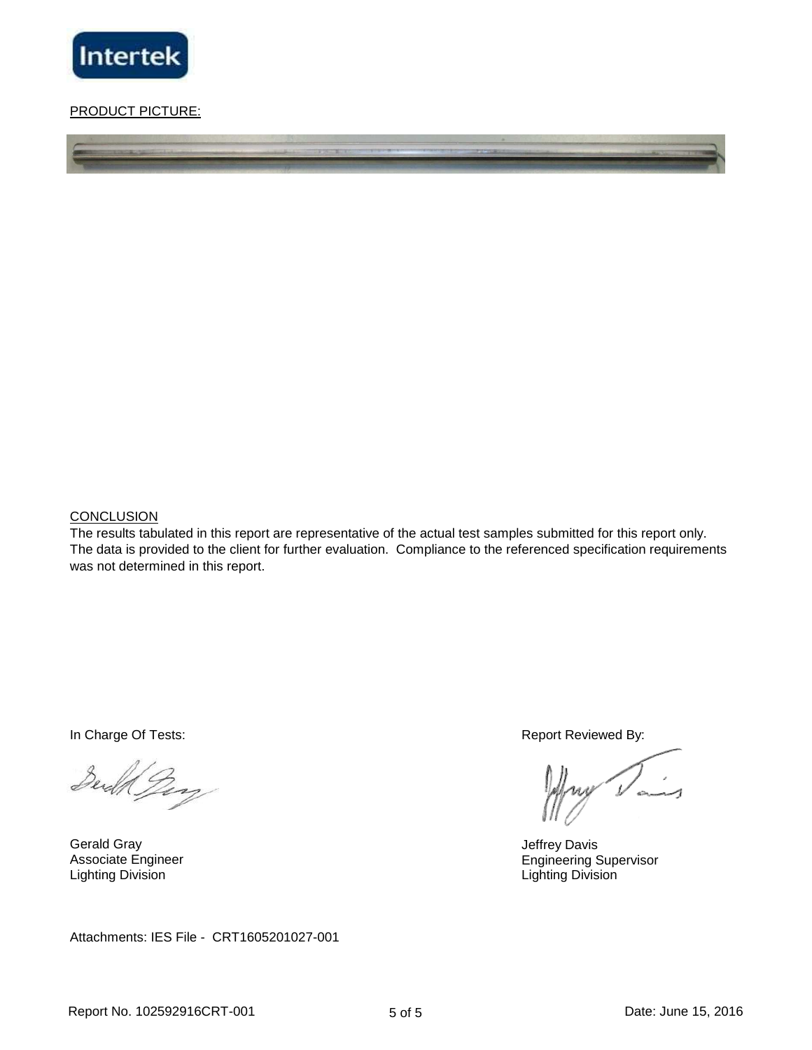PRODUCT PICTURE:

CONCLUSION

The results tabulated in this report are representative of the actual test samples submitted for this report only. The data is provided to the client for further evaluation. Compliance to the referenced specification requirements was not determined in this report.

In Charge Of Tests:

Gerald Gray
Associate Engineer
Lighting Division

Report Reviewed By:

Jeffrey Davis
Engineering Supervisor
Lighting Division

Attachments: IES File - CRT1605201027-001

Report No. 102592916CRT-001

Date: June 15, 2016